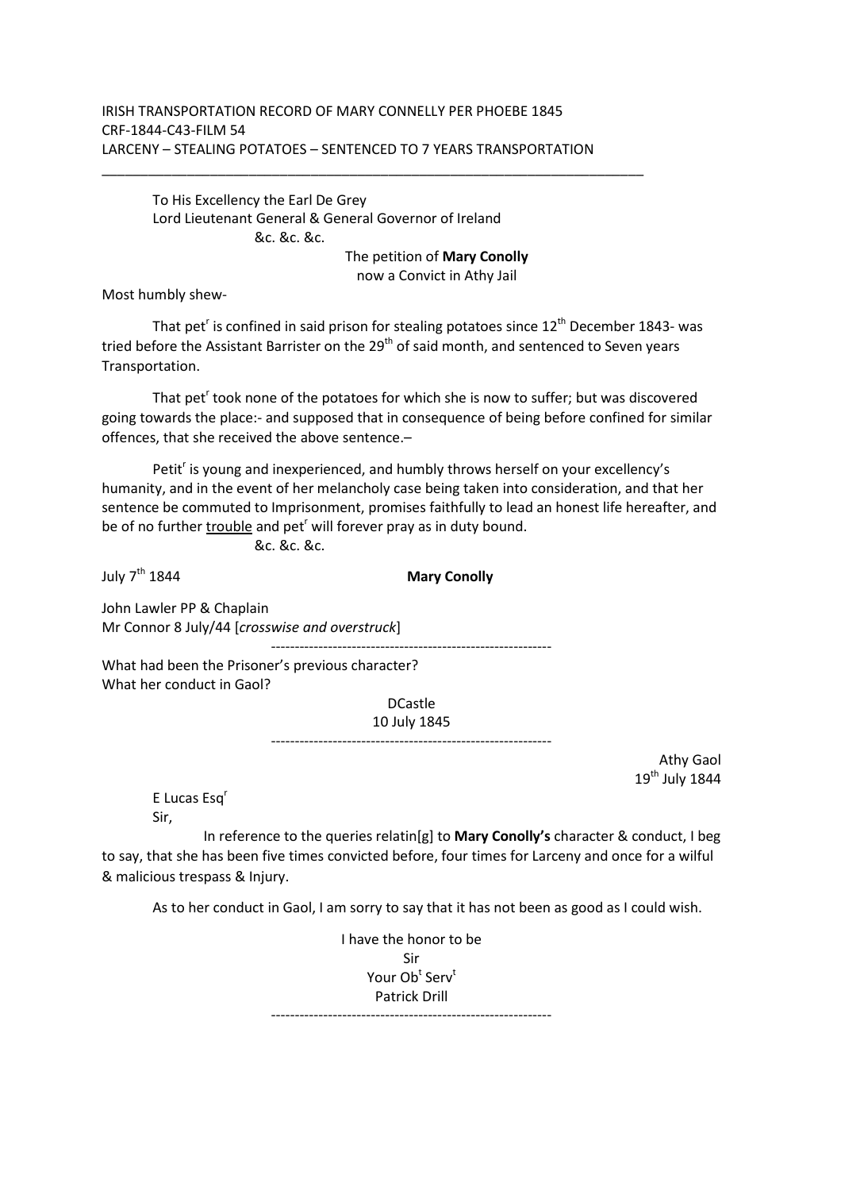IRISH TRANSPORTATION RECORD OF MARY CONNELLY PER PHOEBE 1845
CRF-1844-C43-FILM 54
LARCENY – STEALING POTATOES – SENTENCED TO 7 YEARS TRANSPORTATION

---

To His Excellency the Earl De Grey
Lord Lieutenant General & General Governor of Ireland
&c. &c. &c.

The petition of **Mary Conolly**
now a Convict in Athy Jail

Most humbly shew-

That pet[r] is confined in said prison for stealing potatoes since 12[th] December 1843- was tried before the Assistant Barrister on the 29[th] of said month, and sentenced to Seven years Transportation.

That pet[r] took none of the potatoes for which she is now to suffer; but was discovered going towards the place:- and supposed that in consequence of being before confined for similar offences, that she received the above sentence.–

Petit[r] is young and inexperienced, and humbly throws herself on your excellency's humanity, and in the event of her melancholy case being taken into consideration, and that her sentence be commuted to Imprisonment, promises faithfully to lead an honest life hereafter, and be of no further <u>trouble</u> and pet[r] will forever pray as in duty bound.
&c. &c. &c.

July 7[th] 1844 **Mary Conolly**

John Lawler PP & Chaplain
Mr Connor 8 July/44 [*crosswise and overstruck*]

---

What had been the Prisoner's previous character?
What her conduct in Gaol?

DCastle
10 July 1845

---

Athy Gaol
19[th] July 1844

E Lucas Esq[r]
Sir,

In reference to the queries relatin[g] to **Mary Conolly's** character & conduct, I beg to say, that she has been five times convicted before, four times for Larceny and once for a wilful & malicious trespass & Injury.

As to her conduct in Gaol, I am sorry to say that it has not been as good as I could wish.

I have the honor to be
Sir
Your Ob[t] Serv[t]
Patrick Drill

---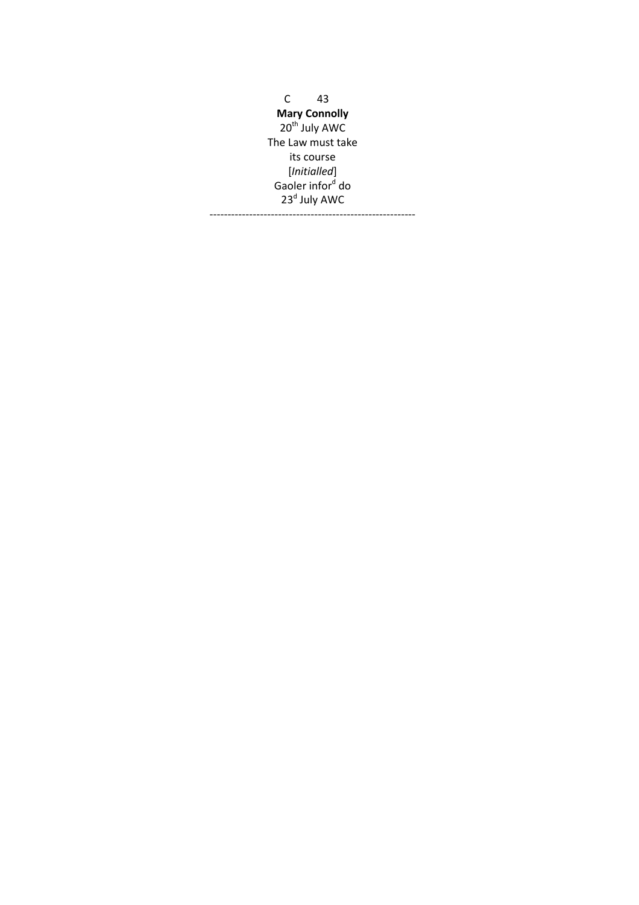C 43

**Mary Connolly**

20th July AWC

The Law must take

its course

[*Initialled*]

Gaoler infor[d] do

23[d] July AWC

---------------------------------------------------------